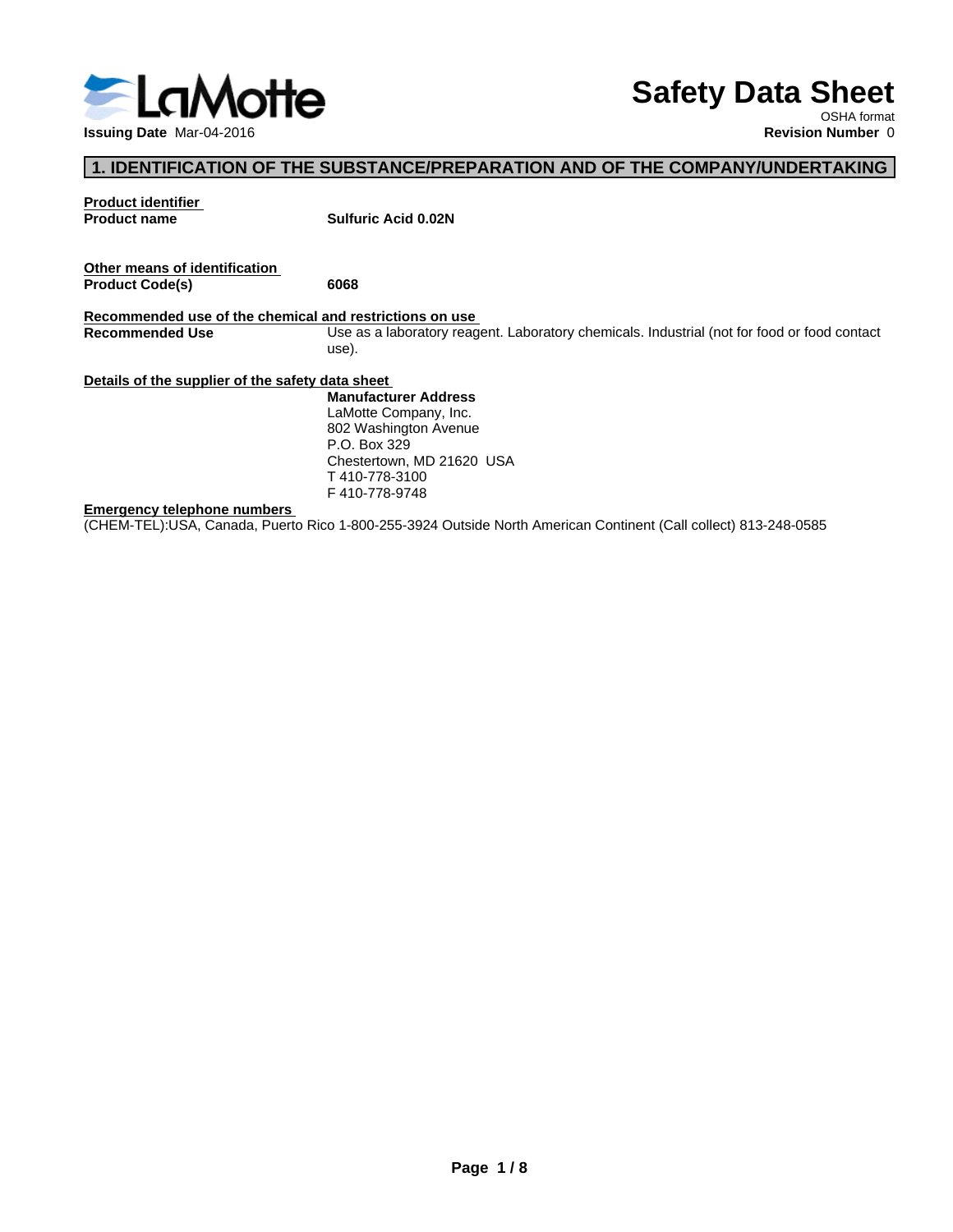LaMotte

# Safety Data Sheet

OSHA format

**Issuing Date** Mar-04-2016

**Revision Number** 0

## 1. IDENTIFICATION OF THE SUBSTANCE/PREPARATION AND OF THE COMPANY/UNDERTAKING

**Product identifier**

**Product name** — **Sulfuric Acid 0.02N**

**Other means of identification**

**Product Code(s)** — **6068**

**Recommended use of the chemical and restrictions on use**

**Recommended Use** — Use as a laboratory reagent. Laboratory chemicals. Industrial (not for food or food contact use).

**Details of the supplier of the safety data sheet**

**Manufacturer Address**
LaMotte Company, Inc.
802 Washington Avenue
P.O. Box 329
Chestertown, MD 21620 USA
T 410-778-3100
F 410-778-9748

**Emergency telephone numbers**

(CHEM-TEL):USA, Canada, Puerto Rico 1-800-255-3924 Outside North American Continent (Call collect) 813-248-0585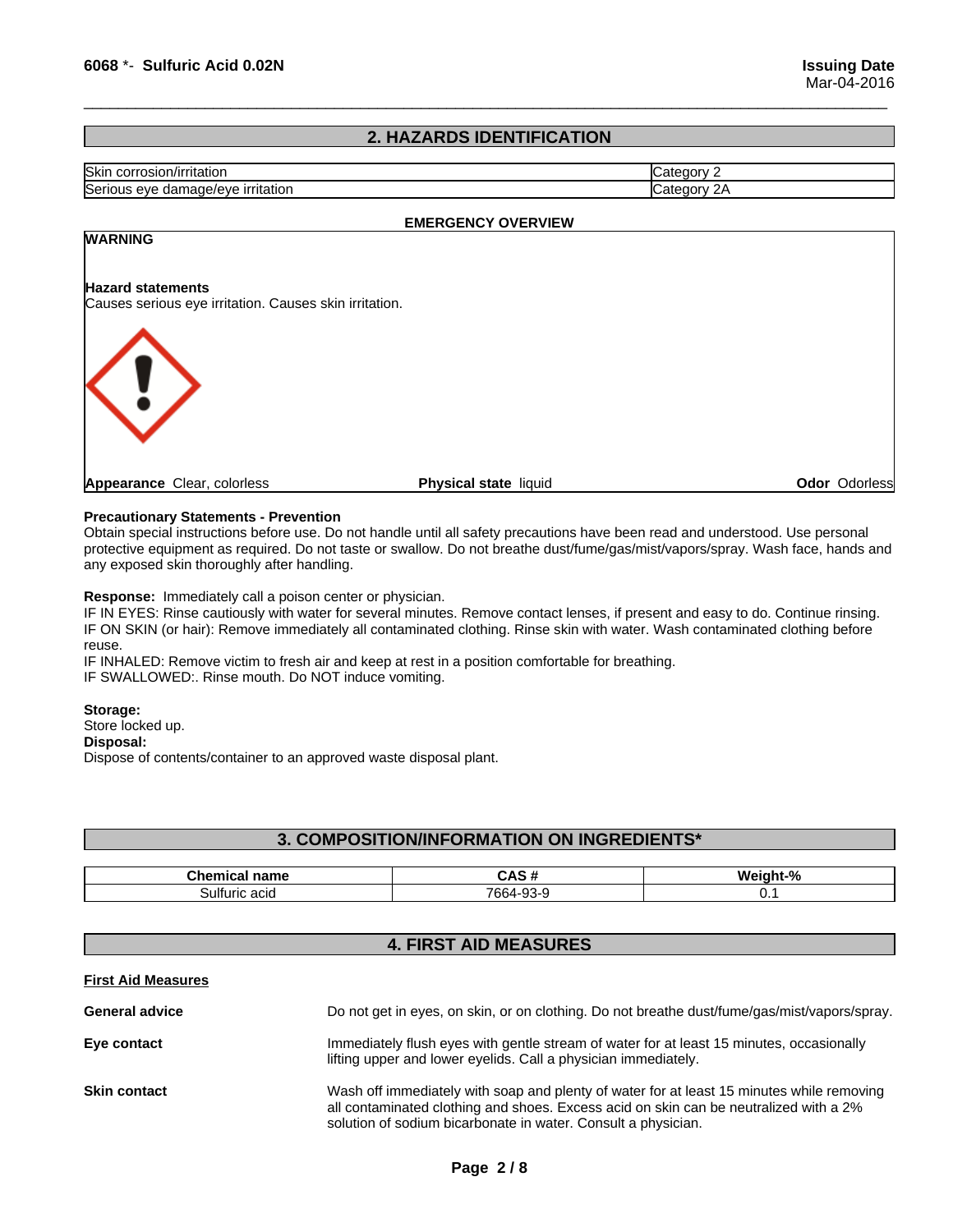## 2. HAZARDS IDENTIFICATION

| | |
|---|---|
| Skin corrosion/irritation | Category 2 |
| Serious eye damage/eye irritation | Category 2A |

**EMERGENCY OVERVIEW**

**WARNING**

**Hazard statements**
Causes serious eye irritation. Causes skin irritation.

**Appearance** Clear, colorless **Physical state** liquid **Odor** Odorless

**Precautionary Statements - Prevention**
Obtain special instructions before use. Do not handle until all safety precautions have been read and understood. Use personal protective equipment as required. Do not taste or swallow. Do not breathe dust/fume/gas/mist/vapors/spray. Wash face, hands and any exposed skin thoroughly after handling.

**Response:** Immediately call a poison center or physician.
IF IN EYES: Rinse cautiously with water for several minutes. Remove contact lenses, if present and easy to do. Continue rinsing.
IF ON SKIN (or hair): Remove immediately all contaminated clothing. Rinse skin with water. Wash contaminated clothing before reuse.
IF INHALED: Remove victim to fresh air and keep at rest in a position comfortable for breathing.
IF SWALLOWED:. Rinse mouth. Do NOT induce vomiting.

**Storage:**
Store locked up.
**Disposal:**
Dispose of contents/container to an approved waste disposal plant.

## 3. COMPOSITION/INFORMATION ON INGREDIENTS*

| Chemical name | CAS # | Weight-% |
|---|---|---|
| Sulfuric acid | 7664-93-9 | 0.1 |

## 4. FIRST AID MEASURES

**First Aid Measures**

**General advice** Do not get in eyes, on skin, or on clothing. Do not breathe dust/fume/gas/mist/vapors/spray.

**Eye contact** Immediately flush eyes with gentle stream of water for at least 15 minutes, occasionally lifting upper and lower eyelids. Call a physician immediately.

**Skin contact** Wash off immediately with soap and plenty of water for at least 15 minutes while removing all contaminated clothing and shoes. Excess acid on skin can be neutralized with a 2% solution of sodium bicarbonate in water. Consult a physician.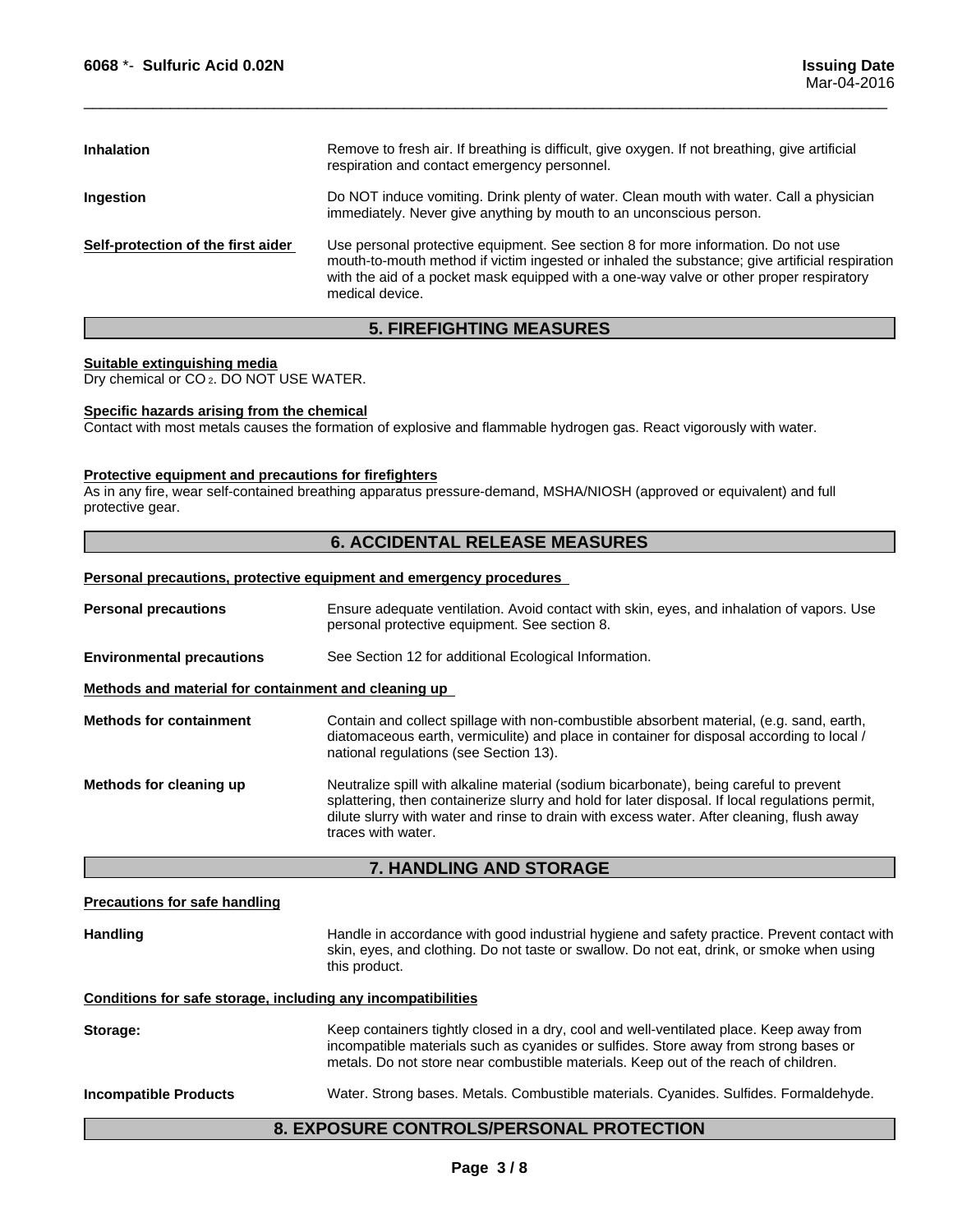**Inhalation**
Remove to fresh air. If breathing is difficult, give oxygen. If not breathing, give artificial respiration and contact emergency personnel.

**Ingestion**
Do NOT induce vomiting. Drink plenty of water. Clean mouth with water. Call a physician immediately. Never give anything by mouth to an unconscious person.

**Self-protection of the first aider**
Use personal protective equipment. See section 8 for more information. Do not use mouth-to-mouth method if victim ingested or inhaled the substance; give artificial respiration with the aid of a pocket mask equipped with a one-way valve or other proper respiratory medical device.

## 5. FIREFIGHTING MEASURES

**Suitable extinguishing media**
Dry chemical or $CO_2$. DO NOT USE WATER.

**Specific hazards arising from the chemical**
Contact with most metals causes the formation of explosive and flammable hydrogen gas. React vigorously with water.

**Protective equipment and precautions for firefighters**
As in any fire, wear self-contained breathing apparatus pressure-demand, MSHA/NIOSH (approved or equivalent) and full protective gear.

## 6. ACCIDENTAL RELEASE MEASURES

**Personal precautions, protective equipment and emergency procedures**

**Personal precautions**
Ensure adequate ventilation. Avoid contact with skin, eyes, and inhalation of vapors. Use personal protective equipment. See section 8.

**Environmental precautions**
See Section 12 for additional Ecological Information.

**Methods and material for containment and cleaning up**

**Methods for containment**
Contain and collect spillage with non-combustible absorbent material, (e.g. sand, earth, diatomaceous earth, vermiculite) and place in container for disposal according to local / national regulations (see Section 13).

**Methods for cleaning up**
Neutralize spill with alkaline material (sodium bicarbonate), being careful to prevent splattering, then containerize slurry and hold for later disposal. If local regulations permit, dilute slurry with water and rinse to drain with excess water. After cleaning, flush away traces with water.

## 7. HANDLING AND STORAGE

**Precautions for safe handling**

**Handling**
Handle in accordance with good industrial hygiene and safety practice. Prevent contact with skin, eyes, and clothing. Do not taste or swallow. Do not eat, drink, or smoke when using this product.

**Conditions for safe storage, including any incompatibilities**

**Storage:**
Keep containers tightly closed in a dry, cool and well-ventilated place. Keep away from incompatible materials such as cyanides or sulfides. Store away from strong bases or metals. Do not store near combustible materials. Keep out of the reach of children.

**Incompatible Products**
Water. Strong bases. Metals. Combustible materials. Cyanides. Sulfides. Formaldehyde.

## 8. EXPOSURE CONTROLS/PERSONAL PROTECTION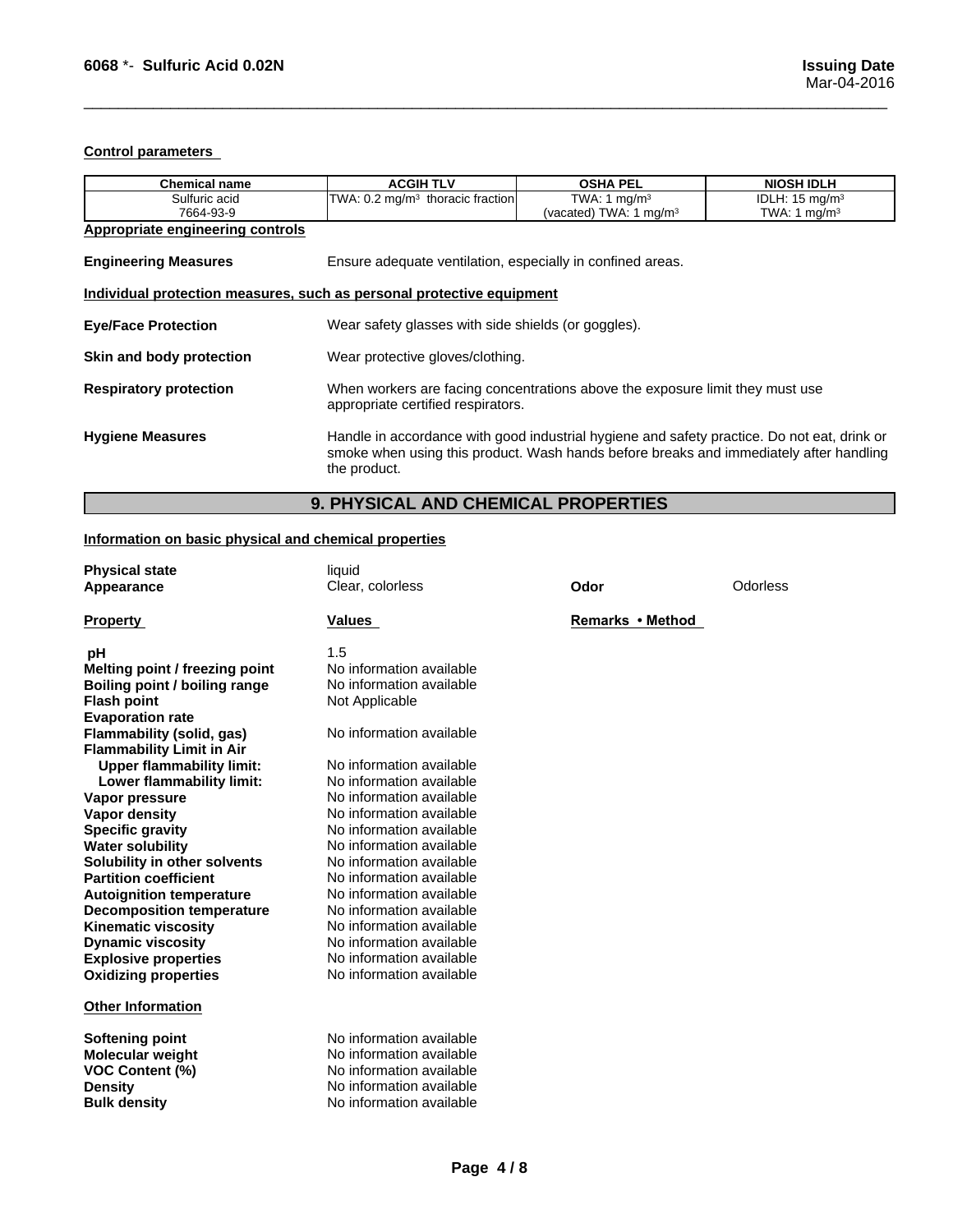**Control parameters**

| Chemical name | ACGIH TLV | OSHA PEL | NIOSH IDLH |
|---|---|---|---|
| Sulfuric acid<br>7664-93-9 | TWA: 0.2 mg/m$^3$ thoracic fraction | TWA: 1 mg/m$^3$<br>(vacated) TWA: 1 mg/m$^3$ | IDLH: 15 mg/m$^3$<br>TWA: 1 mg/m$^3$ |

**Appropriate engineering controls**

**Engineering Measures** Ensure adequate ventilation, especially in confined areas.

**Individual protection measures, such as personal protective equipment**

**Eye/Face Protection** Wear safety glasses with side shields (or goggles).

**Skin and body protection** Wear protective gloves/clothing.

**Respiratory protection** When workers are facing concentrations above the exposure limit they must use appropriate certified respirators.

**Hygiene Measures** Handle in accordance with good industrial hygiene and safety practice. Do not eat, drink or smoke when using this product. Wash hands before breaks and immediately after handling the product.

## 9. PHYSICAL AND CHEMICAL PROPERTIES

**Information on basic physical and chemical properties**

**Physical state** liquid

**Appearance** Clear, colorless

**Odor** Odorless

| Property | Values | Remarks • Method |
|---|---|---|
| **pH** | 1.5 | |
| **Melting point / freezing point** | No information available | |
| **Boiling point / boiling range** | No information available | |
| **Flash point** | Not Applicable | |
| **Evaporation rate** | | |
| **Flammability (solid, gas)** | No information available | |
| **Flammability Limit in Air** | | |
| **Upper flammability limit:** | No information available | |
| **Lower flammability limit:** | No information available | |
| **Vapor pressure** | No information available | |
| **Vapor density** | No information available | |
| **Specific gravity** | No information available | |
| **Water solubility** | No information available | |
| **Solubility in other solvents** | No information available | |
| **Partition coefficient** | No information available | |
| **Autoignition temperature** | No information available | |
| **Decomposition temperature** | No information available | |
| **Kinematic viscosity** | No information available | |
| **Dynamic viscosity** | No information available | |
| **Explosive properties** | No information available | |
| **Oxidizing properties** | No information available | |

**Other Information**

| | |
|---|---|
| **Softening point** | No information available |
| **Molecular weight** | No information available |
| **VOC Content (%)** | No information available |
| **Density** | No information available |
| **Bulk density** | No information available |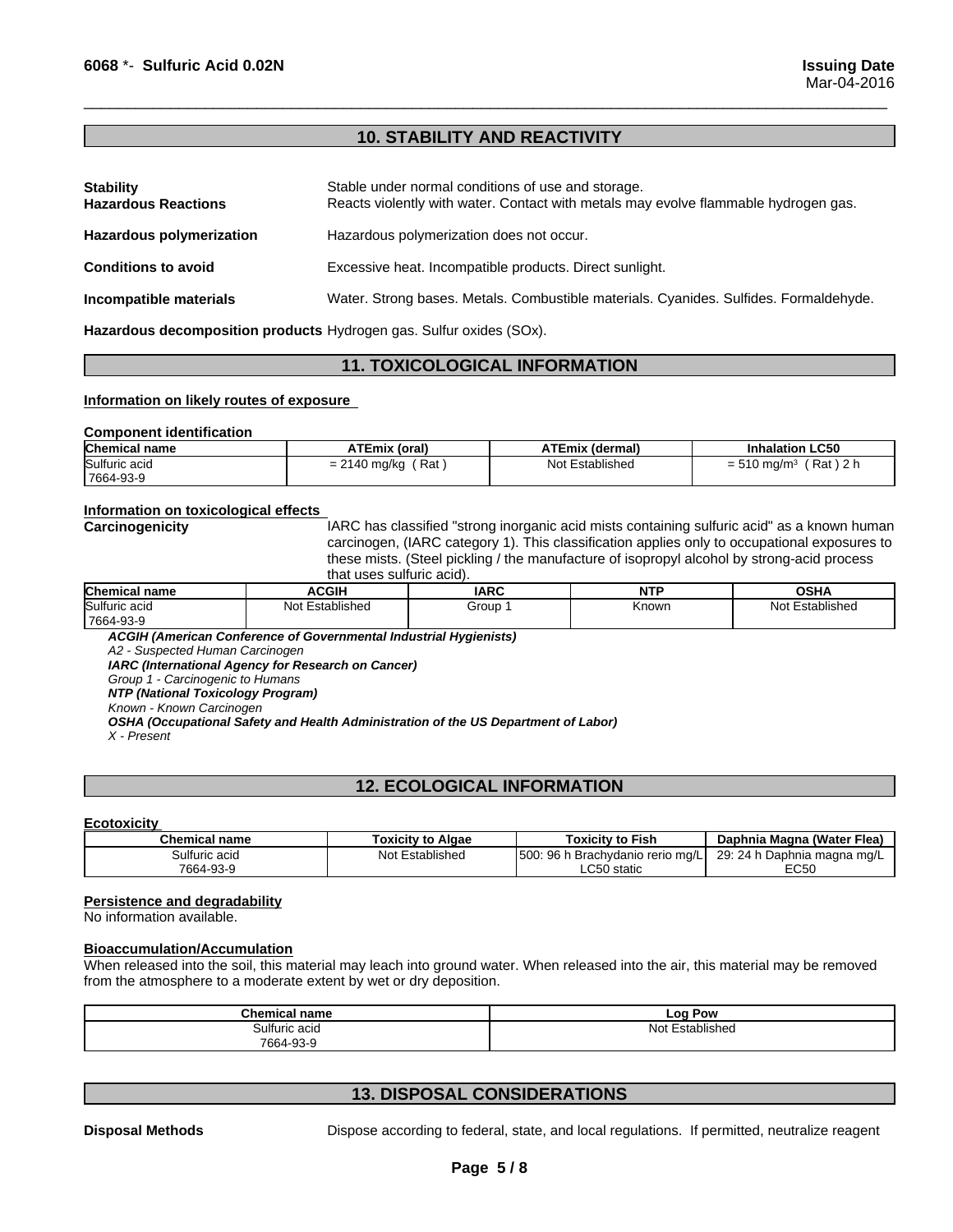## 10. STABILITY AND REACTIVITY

**Stability** Stable under normal conditions of use and storage.

**Hazardous Reactions** Reacts violently with water. Contact with metals may evolve flammable hydrogen gas.

**Hazardous polymerization** Hazardous polymerization does not occur.

**Conditions to avoid** Excessive heat. Incompatible products. Direct sunlight.

**Incompatible materials** Water. Strong bases. Metals. Combustible materials. Cyanides. Sulfides. Formaldehyde.

**Hazardous decomposition products** Hydrogen gas. Sulfur oxides (SOx).

## 11. TOXICOLOGICAL INFORMATION

**Information on likely routes of exposure**

**Component identification**

| Chemical name | ATEmix (oral) | ATEmix (dermal) | Inhalation LC50 |
|---|---|---|---|
| Sulfuric acid 7664-93-9 | = 2140 mg/kg ( Rat ) | Not Established | = 510 mg/m³ ( Rat ) 2 h |

**Information on toxicological effects**

**Carcinogenicity** IARC has classified "strong inorganic acid mists containing sulfuric acid" as a known human carcinogen, (IARC category 1). This classification applies only to occupational exposures to these mists. (Steel pickling / the manufacture of isopropyl alcohol by strong-acid process that uses sulfuric acid).

| Chemical name | ACGIH | IARC | NTP | OSHA |
|---|---|---|---|---|
| Sulfuric acid 7664-93-9 | Not Established | Group 1 | Known | Not Established |

***ACGIH (American Conference of Governmental Industrial Hygienists)***
*A2 - Suspected Human Carcinogen*
***IARC (International Agency for Research on Cancer)***
*Group 1 - Carcinogenic to Humans*
***NTP (National Toxicology Program)***
*Known - Known Carcinogen*
***OSHA (Occupational Safety and Health Administration of the US Department of Labor)***
*X - Present*

## 12. ECOLOGICAL INFORMATION

**Ecotoxicity**

| Chemical name | Toxicity to Algae | Toxicity to Fish | Daphnia Magna (Water Flea) |
|---|---|---|---|
| Sulfuric acid 7664-93-9 | Not Established | 500: 96 h Brachydanio rerio mg/L LC50 static | 29: 24 h Daphnia magna mg/L EC50 |

**Persistence and degradability**

No information available.

**Bioaccumulation/Accumulation**

When released into the soil, this material may leach into ground water. When released into the air, this material may be removed from the atmosphere to a moderate extent by wet or dry deposition.

| Chemical name | Log Pow |
|---|---|
| Sulfuric acid 7664-93-9 | Not Established |

## 13. DISPOSAL CONSIDERATIONS

**Disposal Methods** Dispose according to federal, state, and local regulations. If permitted, neutralize reagent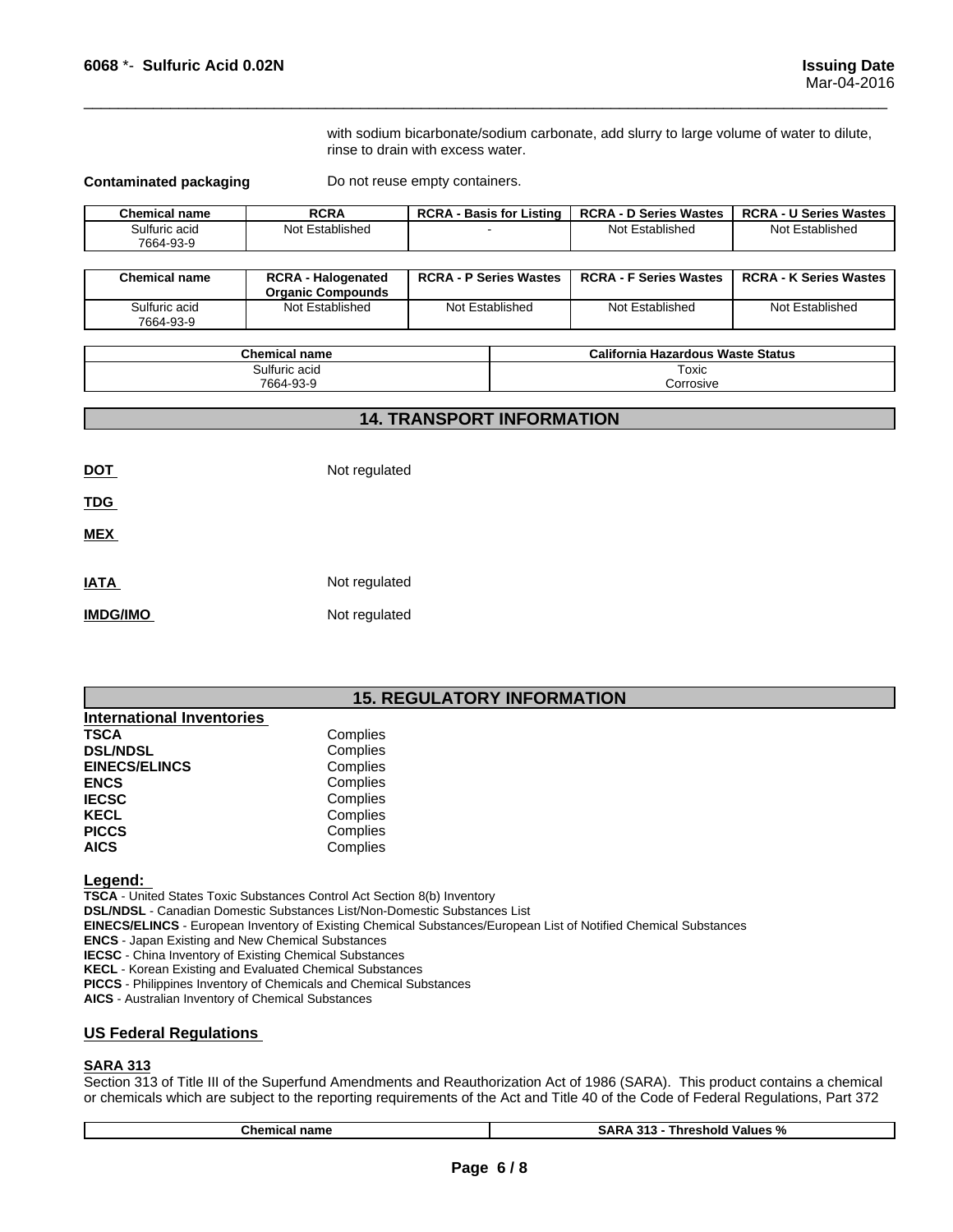with sodium bicarbonate/sodium carbonate, add slurry to large volume of water to dilute, rinse to drain with excess water.

**Contaminated packaging** Do not reuse empty containers.

| Chemical name | RCRA | RCRA - Basis for Listing | RCRA - D Series Wastes | RCRA - U Series Wastes |
|---|---|---|---|---|
| Sulfuric acid 7664-93-9 | Not Established | - | Not Established | Not Established |

| Chemical name | RCRA - Halogenated Organic Compounds | RCRA - P Series Wastes | RCRA - F Series Wastes | RCRA - K Series Wastes |
|---|---|---|---|---|
| Sulfuric acid 7664-93-9 | Not Established | Not Established | Not Established | Not Established |

| Chemical name | California Hazardous Waste Status |
|---|---|
| Sulfuric acid 7664-93-9 | Toxic Corrosive |

## 14. TRANSPORT INFORMATION

**DOT** Not regulated

**TDG**

**MEX**

**IATA** Not regulated

**IMDG/IMO** Not regulated

## 15. REGULATORY INFORMATION

### International Inventories

**TSCA** Complies
**DSL/NDSL** Complies
**EINECS/ELINCS** Complies
**ENCS** Complies
**IECSC** Complies
**KECL** Complies
**PICCS** Complies
**AICS** Complies

**Legend:**

**TSCA** - United States Toxic Substances Control Act Section 8(b) Inventory
**DSL/NDSL** - Canadian Domestic Substances List/Non-Domestic Substances List
**EINECS/ELINCS** - European Inventory of Existing Chemical Substances/European List of Notified Chemical Substances
**ENCS** - Japan Existing and New Chemical Substances
**IECSC** - China Inventory of Existing Chemical Substances
**KECL** - Korean Existing and Evaluated Chemical Substances
**PICCS** - Philippines Inventory of Chemicals and Chemical Substances
**AICS** - Australian Inventory of Chemical Substances

### US Federal Regulations

**SARA 313**

Section 313 of Title III of the Superfund Amendments and Reauthorization Act of 1986 (SARA). This product contains a chemical or chemicals which are subject to the reporting requirements of the Act and Title 40 of the Code of Federal Regulations, Part 372

| Chemical name | SARA 313 - Threshold Values % |
|---|---|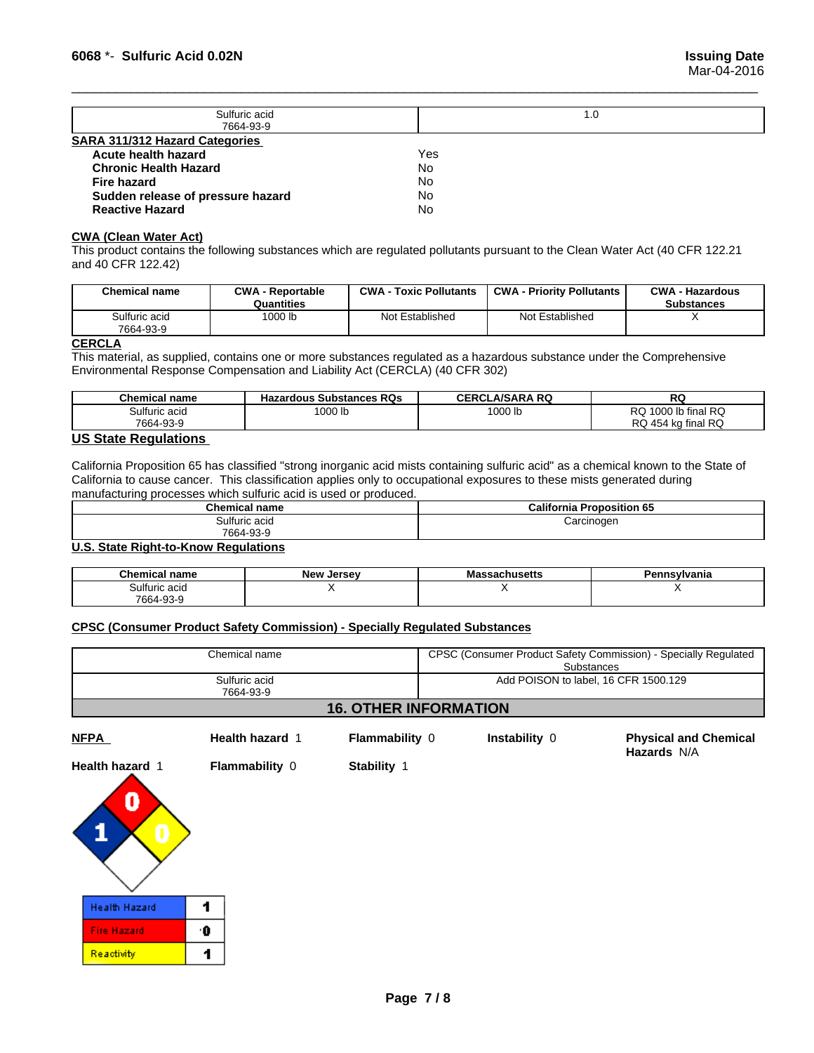| Sulfuric acid 7664-93-9 | 1.0 |
|---|---|

**SARA 311/312 Hazard Categories**

| | |
|---|---|
| **Acute health hazard** | Yes |
| **Chronic Health Hazard** | No |
| **Fire hazard** | No |
| **Sudden release of pressure hazard** | No |
| **Reactive Hazard** | No |

**CWA (Clean Water Act)**

This product contains the following substances which are regulated pollutants pursuant to the Clean Water Act (40 CFR 122.21 and 40 CFR 122.42)

| Chemical name | CWA - Reportable Quantities | CWA - Toxic Pollutants | CWA - Priority Pollutants | CWA - Hazardous Substances |
|---|---|---|---|---|
| Sulfuric acid 7664-93-9 | 1000 lb | Not Established | Not Established | X |

**CERCLA**

This material, as supplied, contains one or more substances regulated as a hazardous substance under the Comprehensive Environmental Response Compensation and Liability Act (CERCLA) (40 CFR 302)

| Chemical name | Hazardous Substances RQs | CERCLA/SARA RQ | RQ |
|---|---|---|---|
| Sulfuric acid 7664-93-9 | 1000 lb | 1000 lb | RQ 1000 lb final RQ RQ 454 kg final RQ |

**US State Regulations**

California Proposition 65 has classified "strong inorganic acid mists containing sulfuric acid" as a chemical known to the State of California to cause cancer. This classification applies only to occupational exposures to these mists generated during manufacturing processes which sulfuric acid is used or produced.

| Chemical name | California Proposition 65 |
|---|---|
| Sulfuric acid 7664-93-9 | Carcinogen |

**U.S. State Right-to-Know Regulations**

| Chemical name | New Jersey | Massachusetts | Pennsylvania |
|---|---|---|---|
| Sulfuric acid 7664-93-9 | X | X | X |

**CPSC (Consumer Product Safety Commission) - Specially Regulated Substances**

| Chemical name | CPSC (Consumer Product Safety Commission) - Specially Regulated Substances |
|---|---|
| Sulfuric acid 7664-93-9 | Add POISON to label, 16 CFR 1500.129 |

## 16. OTHER INFORMATION

**NFPA** **Health hazard** 1 **Flammability** 0 **Instability** 0 **Physical and Chemical Hazards** N/A

**Health hazard** 1 **Flammability** 0 **Stability** 1

| | |
|---|---|
| Health Hazard | 1 |
| Fire Hazard | 0 |
| Reactivity | 1 |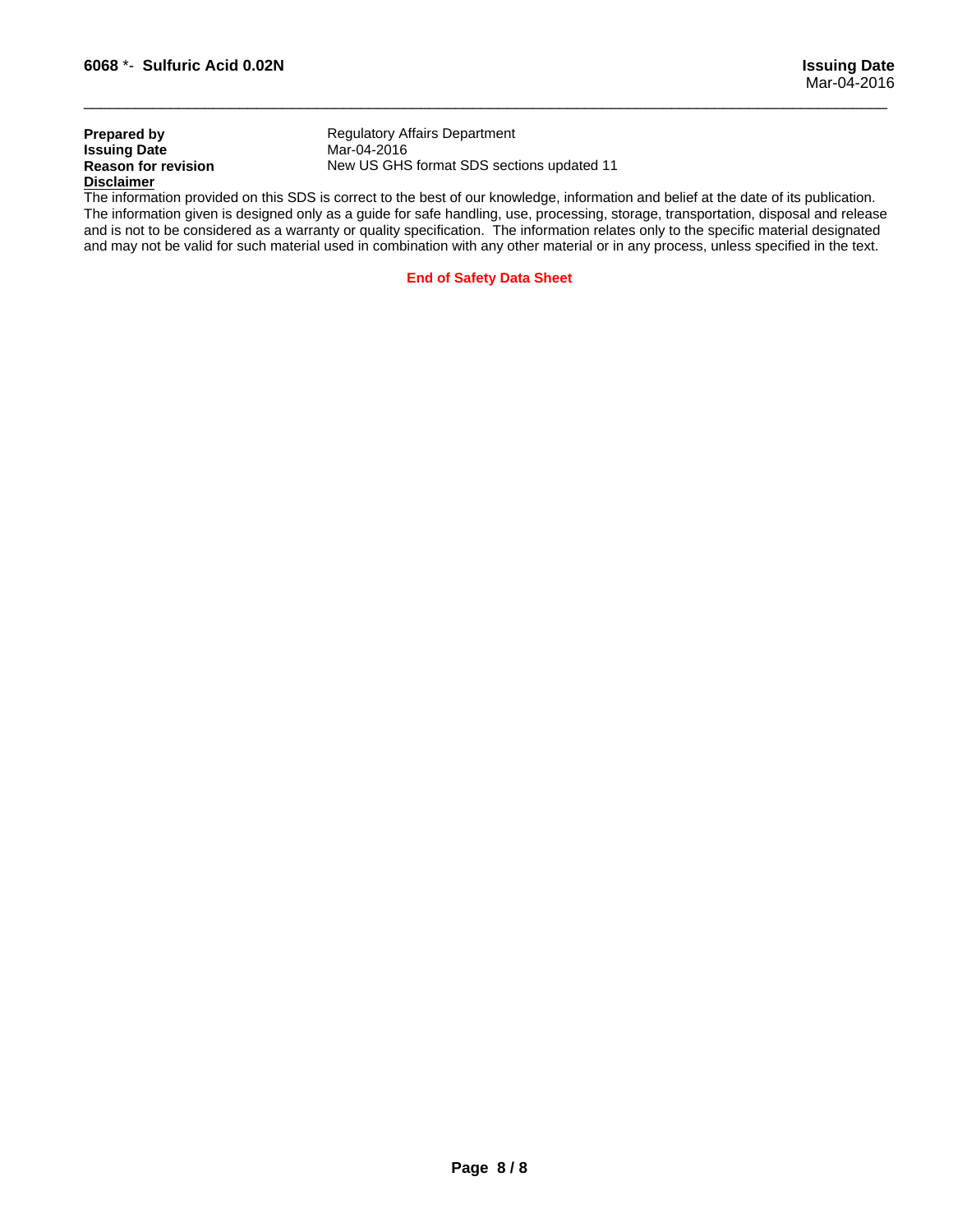| | |
|---|---|
| **Prepared by** | Regulatory Affairs Department |
| **Issuing Date** | Mar-04-2016 |
| **Reason for revision** | New US GHS format SDS sections updated 11 |

**Disclaimer**

The information provided on this SDS is correct to the best of our knowledge, information and belief at the date of its publication. The information given is designed only as a guide for safe handling, use, processing, storage, transportation, disposal and release and is not to be considered as a warranty or quality specification. The information relates only to the specific material designated and may not be valid for such material used in combination with any other material or in any process, unless specified in the text.

**End of Safety Data Sheet**